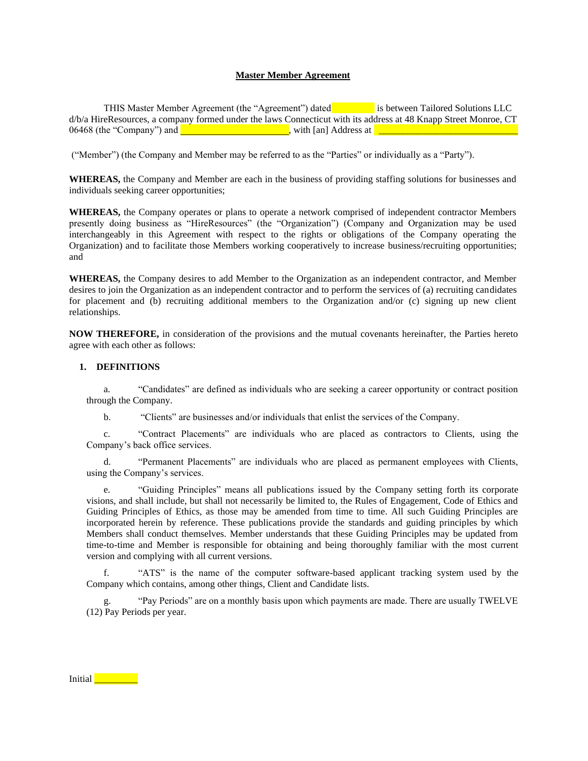**Master Member Agreement**

THIS Master Member Agreement (the "Agreement") dated __________ is between Tailored Solutions LLC d/b/a HireResources, a company formed under the laws Connecticut with its address at 48 Knapp Street Monroe, CT 06468 (the "Company") and ________________________, with [an] Address at ________________________________

("Member") (the Company and Member may be referred to as the "Parties" or individually as a "Party").

**WHEREAS,** the Company and Member are each in the business of providing staffing solutions for businesses and individuals seeking career opportunities;

**WHEREAS,** the Company operates or plans to operate a network comprised of independent contractor Members presently doing business as "HireResources" (the "Organization") (Company and Organization may be used interchangeably in this Agreement with respect to the rights or obligations of the Company operating the Organization) and to facilitate those Members working cooperatively to increase business/recruiting opportunities; and

**WHEREAS,** the Company desires to add Member to the Organization as an independent contractor, and Member desires to join the Organization as an independent contractor and to perform the services of (a) recruiting candidates for placement and (b) recruiting additional members to the Organization and/or (c) signing up new client relationships.

**NOW THEREFORE,** in consideration of the provisions and the mutual covenants hereinafter, the Parties hereto agree with each other as follows:

1. **DEFINITIONS**

   a. "Candidates" are defined as individuals who are seeking a career opportunity or contract position through the Company.

   b. "Clients" are businesses and/or individuals that enlist the services of the Company.

   c. "Contract Placements" are individuals who are placed as contractors to Clients, using the Company's back office services.

   d. "Permanent Placements" are individuals who are placed as permanent employees with Clients, using the Company's services.

   e. "Guiding Principles" means all publications issued by the Company setting forth its corporate visions, and shall include, but shall not necessarily be limited to, the Rules of Engagement, Code of Ethics and Guiding Principles of Ethics, as those may be amended from time to time. All such Guiding Principles are incorporated herein by reference. These publications provide the standards and guiding principles by which Members shall conduct themselves. Member understands that these Guiding Principles may be updated from time-to-time and Member is responsible for obtaining and being thoroughly familiar with the most current version and complying with all current versions.

   f. "ATS" is the name of the computer software-based applicant tracking system used by the Company which contains, among other things, Client and Candidate lists.

   g. "Pay Periods" are on a monthly basis upon which payments are made. There are usually TWELVE (12) Pay Periods per year.

Initial __________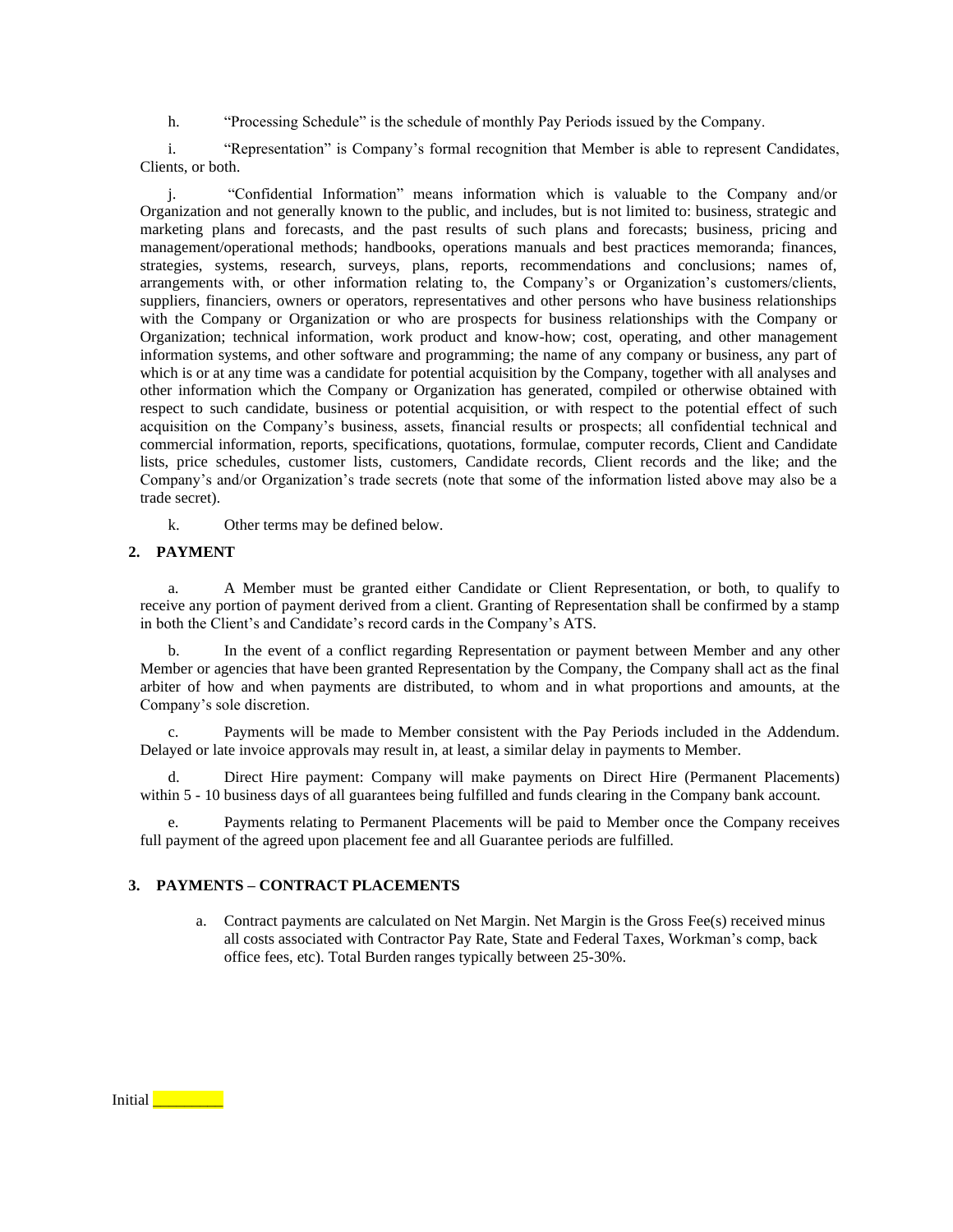h. "Processing Schedule" is the schedule of monthly Pay Periods issued by the Company.

i. "Representation" is Company's formal recognition that Member is able to represent Candidates, Clients, or both.

j. "Confidential Information" means information which is valuable to the Company and/or Organization and not generally known to the public, and includes, but is not limited to: business, strategic and marketing plans and forecasts, and the past results of such plans and forecasts; business, pricing and management/operational methods; handbooks, operations manuals and best practices memoranda; finances, strategies, systems, research, surveys, plans, reports, recommendations and conclusions; names of, arrangements with, or other information relating to, the Company's or Organization's customers/clients, suppliers, financiers, owners or operators, representatives and other persons who have business relationships with the Company or Organization or who are prospects for business relationships with the Company or Organization; technical information, work product and know-how; cost, operating, and other management information systems, and other software and programming; the name of any company or business, any part of which is or at any time was a candidate for potential acquisition by the Company, together with all analyses and other information which the Company or Organization has generated, compiled or otherwise obtained with respect to such candidate, business or potential acquisition, or with respect to the potential effect of such acquisition on the Company's business, assets, financial results or prospects; all confidential technical and commercial information, reports, specifications, quotations, formulae, computer records, Client and Candidate lists, price schedules, customer lists, customers, Candidate records, Client records and the like; and the Company's and/or Organization's trade secrets (note that some of the information listed above may also be a trade secret).

k. Other terms may be defined below.

## 2. PAYMENT

a. A Member must be granted either Candidate or Client Representation, or both, to qualify to receive any portion of payment derived from a client. Granting of Representation shall be confirmed by a stamp in both the Client's and Candidate's record cards in the Company's ATS.

b. In the event of a conflict regarding Representation or payment between Member and any other Member or agencies that have been granted Representation by the Company, the Company shall act as the final arbiter of how and when payments are distributed, to whom and in what proportions and amounts, at the Company's sole discretion.

c. Payments will be made to Member consistent with the Pay Periods included in the Addendum. Delayed or late invoice approvals may result in, at least, a similar delay in payments to Member.

d. Direct Hire payment: Company will make payments on Direct Hire (Permanent Placements) within 5 - 10 business days of all guarantees being fulfilled and funds clearing in the Company bank account.

e. Payments relating to Permanent Placements will be paid to Member once the Company receives full payment of the agreed upon placement fee and all Guarantee periods are fulfilled.

## 3. PAYMENTS – CONTRACT PLACEMENTS

a. Contract payments are calculated on Net Margin. Net Margin is the Gross Fee(s) received minus all costs associated with Contractor Pay Rate, State and Federal Taxes, Workman's comp, back office fees, etc). Total Burden ranges typically between 25-30%.

Initial _________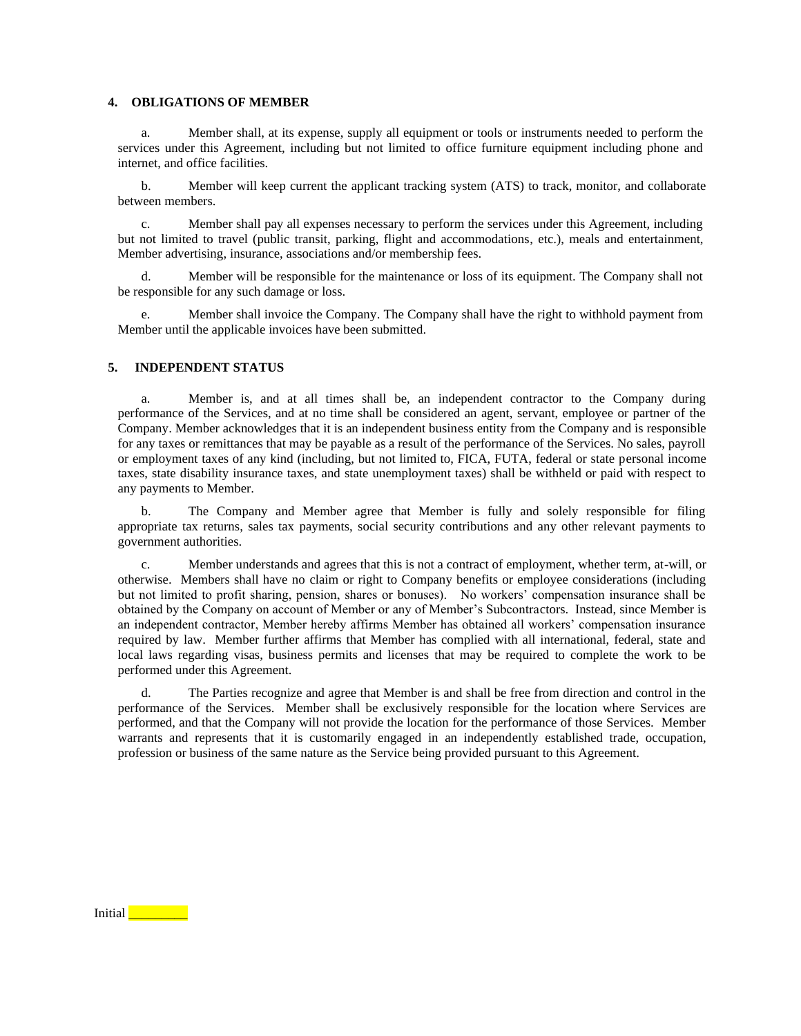## 4. OBLIGATIONS OF MEMBER

a. Member shall, at its expense, supply all equipment or tools or instruments needed to perform the services under this Agreement, including but not limited to office furniture equipment including phone and internet, and office facilities.

b. Member will keep current the applicant tracking system (ATS) to track, monitor, and collaborate between members.

c. Member shall pay all expenses necessary to perform the services under this Agreement, including but not limited to travel (public transit, parking, flight and accommodations, etc.), meals and entertainment, Member advertising, insurance, associations and/or membership fees.

d. Member will be responsible for the maintenance or loss of its equipment. The Company shall not be responsible for any such damage or loss.

e. Member shall invoice the Company. The Company shall have the right to withhold payment from Member until the applicable invoices have been submitted.

## 5. INDEPENDENT STATUS

a. Member is, and at all times shall be, an independent contractor to the Company during performance of the Services, and at no time shall be considered an agent, servant, employee or partner of the Company. Member acknowledges that it is an independent business entity from the Company and is responsible for any taxes or remittances that may be payable as a result of the performance of the Services. No sales, payroll or employment taxes of any kind (including, but not limited to, FICA, FUTA, federal or state personal income taxes, state disability insurance taxes, and state unemployment taxes) shall be withheld or paid with respect to any payments to Member.

b. The Company and Member agree that Member is fully and solely responsible for filing appropriate tax returns, sales tax payments, social security contributions and any other relevant payments to government authorities.

c. Member understands and agrees that this is not a contract of employment, whether term, at-will, or otherwise. Members shall have no claim or right to Company benefits or employee considerations (including but not limited to profit sharing, pension, shares or bonuses). No workers' compensation insurance shall be obtained by the Company on account of Member or any of Member's Subcontractors. Instead, since Member is an independent contractor, Member hereby affirms Member has obtained all workers' compensation insurance required by law. Member further affirms that Member has complied with all international, federal, state and local laws regarding visas, business permits and licenses that may be required to complete the work to be performed under this Agreement.

d. The Parties recognize and agree that Member is and shall be free from direction and control in the performance of the Services. Member shall be exclusively responsible for the location where Services are performed, and that the Company will not provide the location for the performance of those Services. Member warrants and represents that it is customarily engaged in an independently established trade, occupation, profession or business of the same nature as the Service being provided pursuant to this Agreement.

Initial __________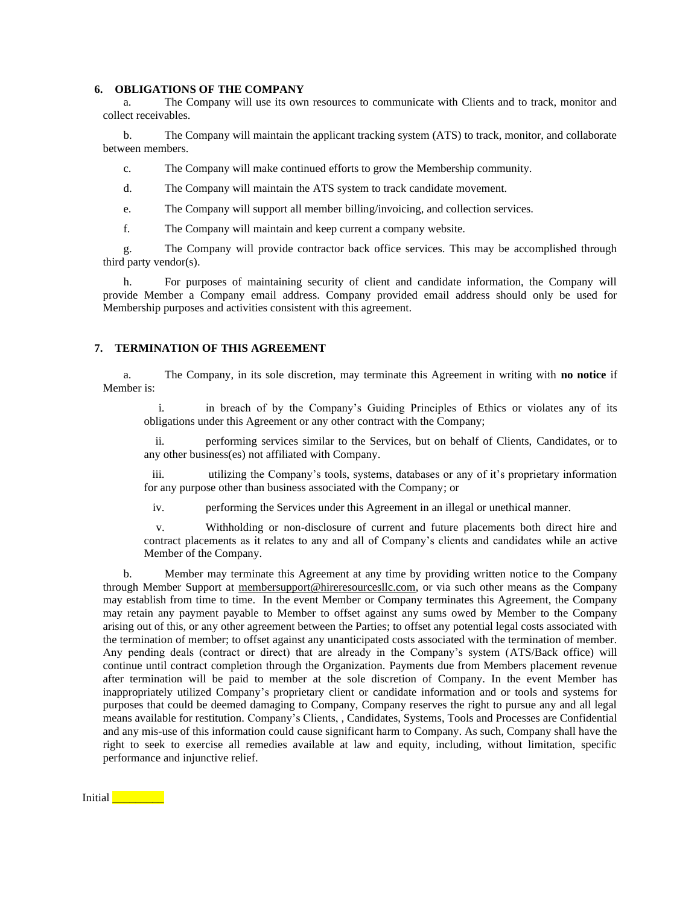**6. OBLIGATIONS OF THE COMPANY**

a. The Company will use its own resources to communicate with Clients and to track, monitor and collect receivables.

b. The Company will maintain the applicant tracking system (ATS) to track, monitor, and collaborate between members.

c. The Company will make continued efforts to grow the Membership community.

d. The Company will maintain the ATS system to track candidate movement.

e. The Company will support all member billing/invoicing, and collection services.

f. The Company will maintain and keep current a company website.

g. The Company will provide contractor back office services. This may be accomplished through third party vendor(s).

h. For purposes of maintaining security of client and candidate information, the Company will provide Member a Company email address. Company provided email address should only be used for Membership purposes and activities consistent with this agreement.

**7. TERMINATION OF THIS AGREEMENT**

a. The Company, in its sole discretion, may terminate this Agreement in writing with **no notice** if Member is:

i. in breach of by the Company's Guiding Principles of Ethics or violates any of its obligations under this Agreement or any other contract with the Company;

ii. performing services similar to the Services, but on behalf of Clients, Candidates, or to any other business(es) not affiliated with Company.

iii. utilizing the Company's tools, systems, databases or any of it's proprietary information for any purpose other than business associated with the Company; or

iv. performing the Services under this Agreement in an illegal or unethical manner.

v. Withholding or non-disclosure of current and future placements both direct hire and contract placements as it relates to any and all of Company's clients and candidates while an active Member of the Company.

b. Member may terminate this Agreement at any time by providing written notice to the Company through Member Support at membersupport@hireresourcesllc.com, or via such other means as the Company may establish from time to time. In the event Member or Company terminates this Agreement, the Company may retain any payment payable to Member to offset against any sums owed by Member to the Company arising out of this, or any other agreement between the Parties; to offset any potential legal costs associated with the termination of member; to offset against any unanticipated costs associated with the termination of member. Any pending deals (contract or direct) that are already in the Company's system (ATS/Back office) will continue until contract completion through the Organization. Payments due from Members placement revenue after termination will be paid to member at the sole discretion of Company. In the event Member has inappropriately utilized Company's proprietary client or candidate information and or tools and systems for purposes that could be deemed damaging to Company, Company reserves the right to pursue any and all legal means available for restitution. Company's Clients, , Candidates, Systems, Tools and Processes are Confidential and any mis-use of this information could cause significant harm to Company. As such, Company shall have the right to seek to exercise all remedies available at law and equity, including, without limitation, specific performance and injunctive relief.

Initial ________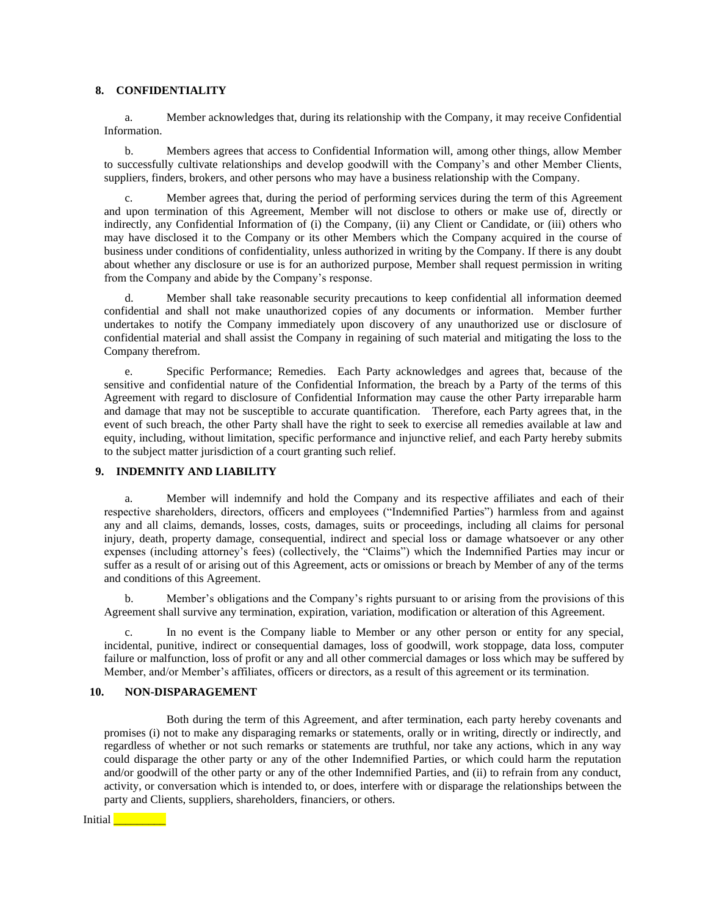## 8. CONFIDENTIALITY

a. Member acknowledges that, during its relationship with the Company, it may receive Confidential Information.

b. Members agrees that access to Confidential Information will, among other things, allow Member to successfully cultivate relationships and develop goodwill with the Company's and other Member Clients, suppliers, finders, brokers, and other persons who may have a business relationship with the Company.

c. Member agrees that, during the period of performing services during the term of this Agreement and upon termination of this Agreement, Member will not disclose to others or make use of, directly or indirectly, any Confidential Information of (i) the Company, (ii) any Client or Candidate, or (iii) others who may have disclosed it to the Company or its other Members which the Company acquired in the course of business under conditions of confidentiality, unless authorized in writing by the Company. If there is any doubt about whether any disclosure or use is for an authorized purpose, Member shall request permission in writing from the Company and abide by the Company's response.

d. Member shall take reasonable security precautions to keep confidential all information deemed confidential and shall not make unauthorized copies of any documents or information. Member further undertakes to notify the Company immediately upon discovery of any unauthorized use or disclosure of confidential material and shall assist the Company in regaining of such material and mitigating the loss to the Company therefrom.

e. Specific Performance; Remedies. Each Party acknowledges and agrees that, because of the sensitive and confidential nature of the Confidential Information, the breach by a Party of the terms of this Agreement with regard to disclosure of Confidential Information may cause the other Party irreparable harm and damage that may not be susceptible to accurate quantification. Therefore, each Party agrees that, in the event of such breach, the other Party shall have the right to seek to exercise all remedies available at law and equity, including, without limitation, specific performance and injunctive relief, and each Party hereby submits to the subject matter jurisdiction of a court granting such relief.

## 9. INDEMNITY AND LIABILITY

a. Member will indemnify and hold the Company and its respective affiliates and each of their respective shareholders, directors, officers and employees ("Indemnified Parties") harmless from and against any and all claims, demands, losses, costs, damages, suits or proceedings, including all claims for personal injury, death, property damage, consequential, indirect and special loss or damage whatsoever or any other expenses (including attorney's fees) (collectively, the "Claims") which the Indemnified Parties may incur or suffer as a result of or arising out of this Agreement, acts or omissions or breach by Member of any of the terms and conditions of this Agreement.

b. Member's obligations and the Company's rights pursuant to or arising from the provisions of this Agreement shall survive any termination, expiration, variation, modification or alteration of this Agreement.

c. In no event is the Company liable to Member or any other person or entity for any special, incidental, punitive, indirect or consequential damages, loss of goodwill, work stoppage, data loss, computer failure or malfunction, loss of profit or any and all other commercial damages or loss which may be suffered by Member, and/or Member's affiliates, officers or directors, as a result of this agreement or its termination.

## 10. NON-DISPARAGEMENT

Both during the term of this Agreement, and after termination, each party hereby covenants and promises (i) not to make any disparaging remarks or statements, orally or in writing, directly or indirectly, and regardless of whether or not such remarks or statements are truthful, nor take any actions, which in any way could disparage the other party or any of the other Indemnified Parties, or which could harm the reputation and/or goodwill of the other party or any of the other Indemnified Parties, and (ii) to refrain from any conduct, activity, or conversation which is intended to, or does, interfere with or disparage the relationships between the party and Clients, suppliers, shareholders, financiers, or others.

Initial _________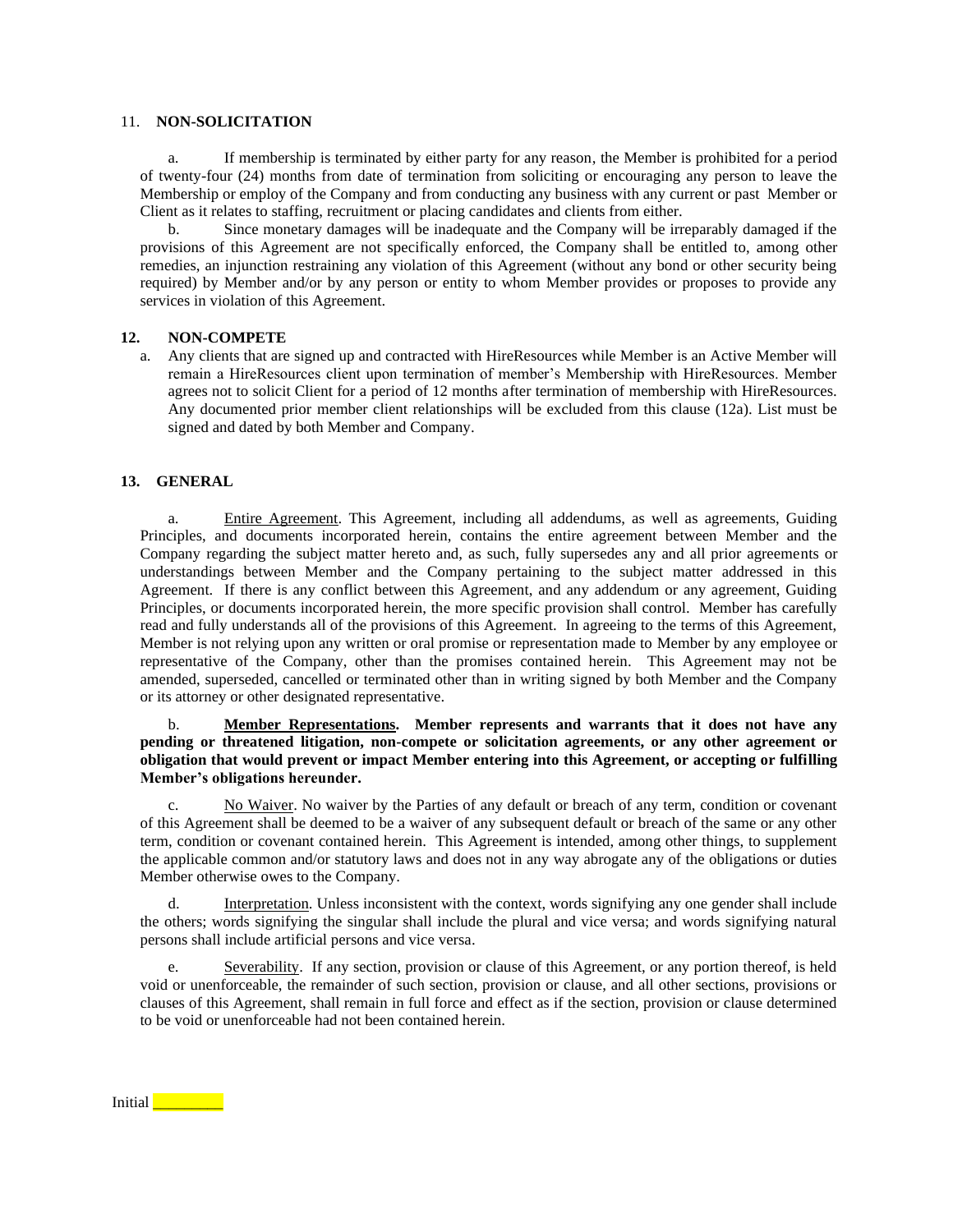## 11. **NON-SOLICITATION**

a. If membership is terminated by either party for any reason, the Member is prohibited for a period of twenty-four (24) months from date of termination from soliciting or encouraging any person to leave the Membership or employ of the Company and from conducting any business with any current or past Member or Client as it relates to staffing, recruitment or placing candidates and clients from either.

b. Since monetary damages will be inadequate and the Company will be irreparably damaged if the provisions of this Agreement are not specifically enforced, the Company shall be entitled to, among other remedies, an injunction restraining any violation of this Agreement (without any bond or other security being required) by Member and/or by any person or entity to whom Member provides or proposes to provide any services in violation of this Agreement.

## **12. NON-COMPETE**

a. Any clients that are signed up and contracted with HireResources while Member is an Active Member will remain a HireResources client upon termination of member's Membership with HireResources. Member agrees not to solicit Client for a period of 12 months after termination of membership with HireResources. Any documented prior member client relationships will be excluded from this clause (12a). List must be signed and dated by both Member and Company.

## **13. GENERAL**

a. Entire Agreement. This Agreement, including all addendums, as well as agreements, Guiding Principles, and documents incorporated herein, contains the entire agreement between Member and the Company regarding the subject matter hereto and, as such, fully supersedes any and all prior agreements or understandings between Member and the Company pertaining to the subject matter addressed in this Agreement. If there is any conflict between this Agreement, and any addendum or any agreement, Guiding Principles, or documents incorporated herein, the more specific provision shall control. Member has carefully read and fully understands all of the provisions of this Agreement. In agreeing to the terms of this Agreement, Member is not relying upon any written or oral promise or representation made to Member by any employee or representative of the Company, other than the promises contained herein. This Agreement may not be amended, superseded, cancelled or terminated other than in writing signed by both Member and the Company or its attorney or other designated representative.

b. **Member Representations. Member represents and warrants that it does not have any pending or threatened litigation, non-compete or solicitation agreements, or any other agreement or obligation that would prevent or impact Member entering into this Agreement, or accepting or fulfilling Member's obligations hereunder.**

c. No Waiver. No waiver by the Parties of any default or breach of any term, condition or covenant of this Agreement shall be deemed to be a waiver of any subsequent default or breach of the same or any other term, condition or covenant contained herein. This Agreement is intended, among other things, to supplement the applicable common and/or statutory laws and does not in any way abrogate any of the obligations or duties Member otherwise owes to the Company.

d. Interpretation. Unless inconsistent with the context, words signifying any one gender shall include the others; words signifying the singular shall include the plural and vice versa; and words signifying natural persons shall include artificial persons and vice versa.

e. Severability. If any section, provision or clause of this Agreement, or any portion thereof, is held void or unenforceable, the remainder of such section, provision or clause, and all other sections, provisions or clauses of this Agreement, shall remain in full force and effect as if the section, provision or clause determined to be void or unenforceable had not been contained herein.

Initial _________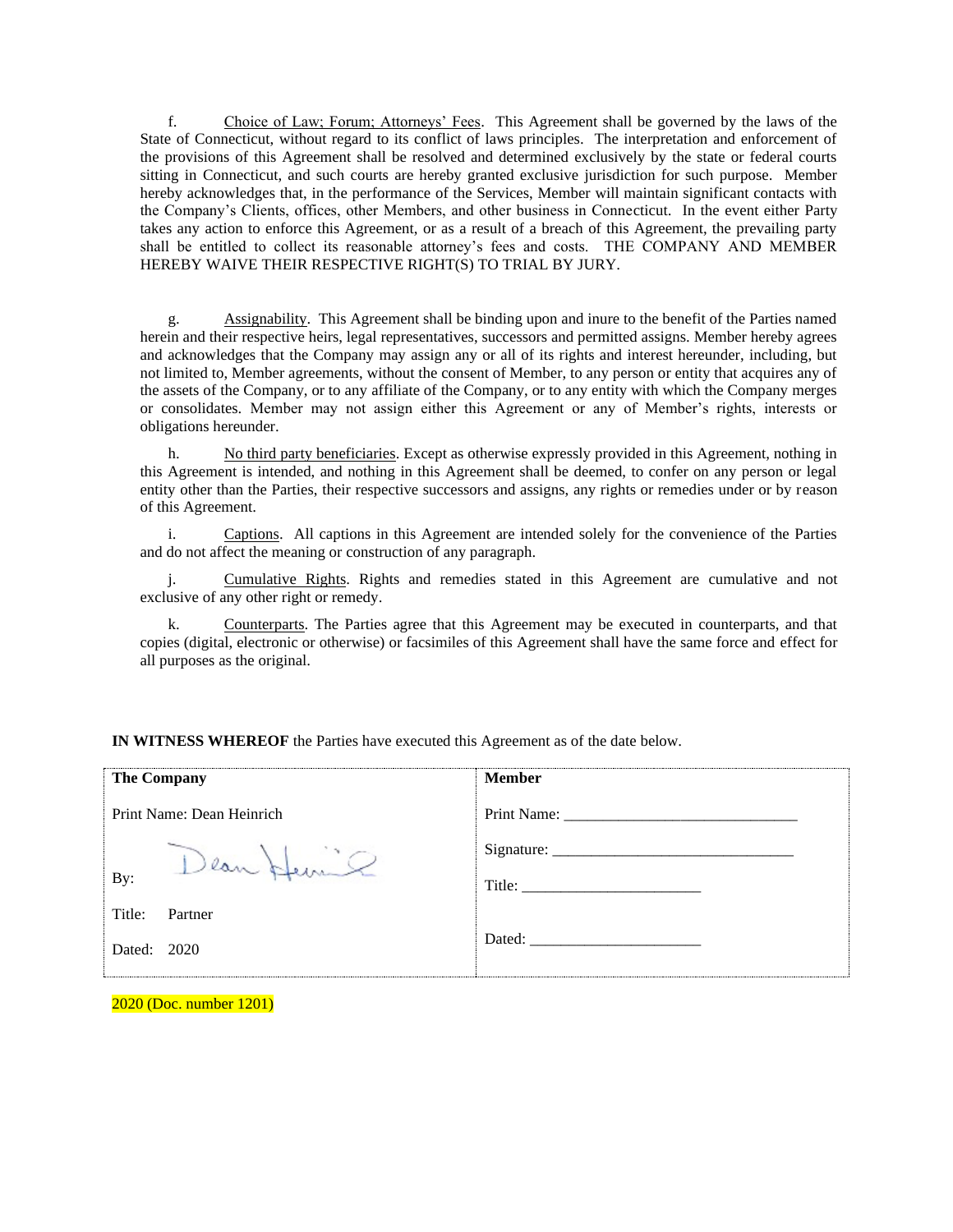f. Choice of Law; Forum; Attorneys' Fees. This Agreement shall be governed by the laws of the State of Connecticut, without regard to its conflict of laws principles. The interpretation and enforcement of the provisions of this Agreement shall be resolved and determined exclusively by the state or federal courts sitting in Connecticut, and such courts are hereby granted exclusive jurisdiction for such purpose. Member hereby acknowledges that, in the performance of the Services, Member will maintain significant contacts with the Company's Clients, offices, other Members, and other business in Connecticut. In the event either Party takes any action to enforce this Agreement, or as a result of a breach of this Agreement, the prevailing party shall be entitled to collect its reasonable attorney's fees and costs. THE COMPANY AND MEMBER HEREBY WAIVE THEIR RESPECTIVE RIGHT(S) TO TRIAL BY JURY.

g. Assignability. This Agreement shall be binding upon and inure to the benefit of the Parties named herein and their respective heirs, legal representatives, successors and permitted assigns. Member hereby agrees and acknowledges that the Company may assign any or all of its rights and interest hereunder, including, but not limited to, Member agreements, without the consent of Member, to any person or entity that acquires any of the assets of the Company, or to any affiliate of the Company, or to any entity with which the Company merges or consolidates. Member may not assign either this Agreement or any of Member's rights, interests or obligations hereunder.

h. No third party beneficiaries. Except as otherwise expressly provided in this Agreement, nothing in this Agreement is intended, and nothing in this Agreement shall be deemed, to confer on any person or legal entity other than the Parties, their respective successors and assigns, any rights or remedies under or by reason of this Agreement.

i. Captions. All captions in this Agreement are intended solely for the convenience of the Parties and do not affect the meaning or construction of any paragraph.

j. Cumulative Rights. Rights and remedies stated in this Agreement are cumulative and not exclusive of any other right or remedy.

k. Counterparts. The Parties agree that this Agreement may be executed in counterparts, and that copies (digital, electronic or otherwise) or facsimiles of this Agreement shall have the same force and effect for all purposes as the original.

**IN WITNESS WHEREOF** the Parties have executed this Agreement as of the date below.

| **The Company** | **Member** |
|---|---|
| Print Name: Dean Heinrich | Print Name: ______________________________ |
| By: Dean Heinrich | Signature: ______________________________ |
| Title: Partner | Title: ______________________ |
| Dated: 2020 | Dated: ______________________ |

2020 (Doc. number 1201)